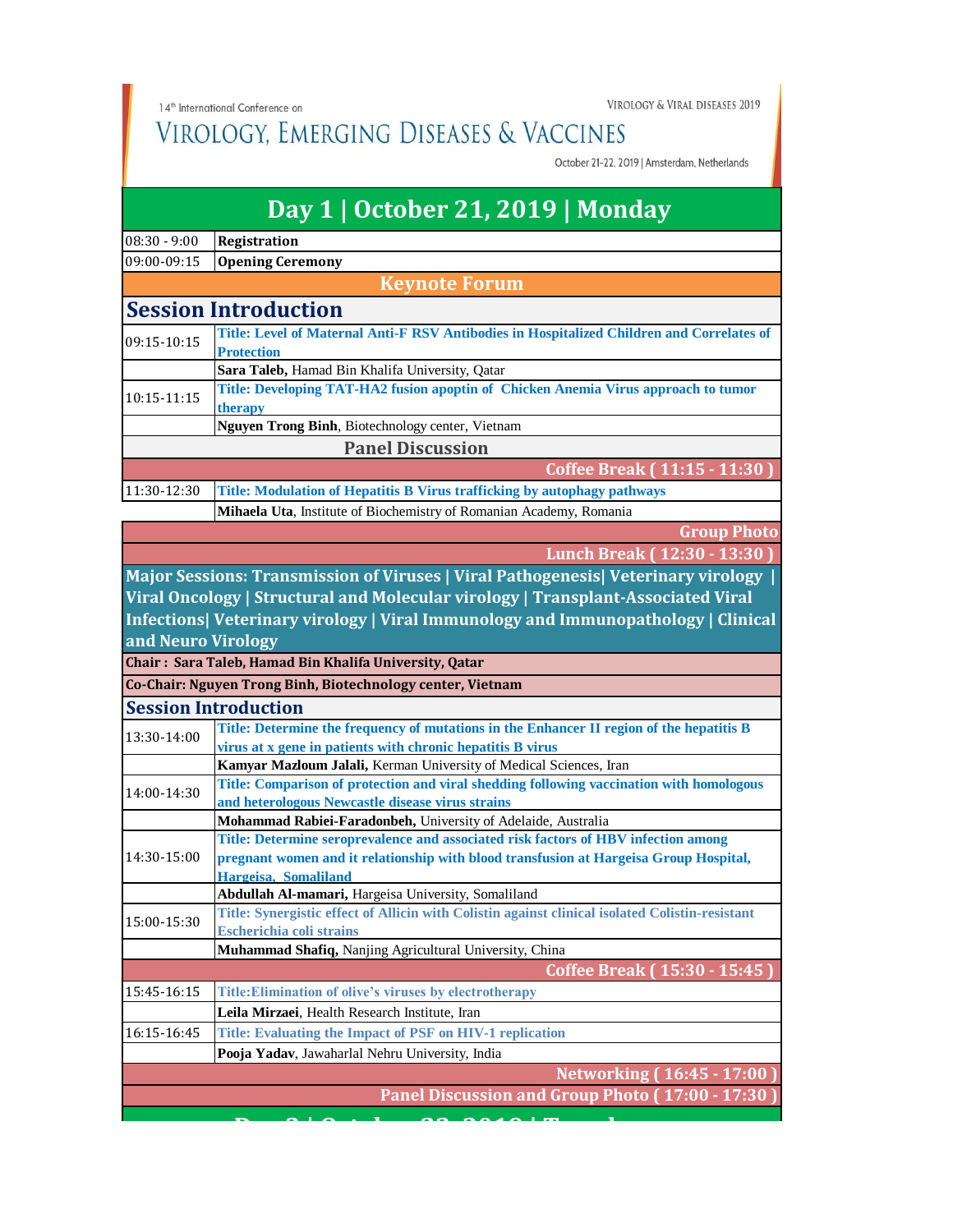14th International Conference on

# VIROLOGY, EMERGING DISEASES & VACCINES

VIROLOGY & VIRAL DISEASES 2019

October 21-22, 2019 | Amsterdam, Netherlands

## Day 1 | October 21, 2019 | Monday

| | |
|---|---|
| 08:30 - 9:00 | **Registration** |
| 09:00-09:15 | **Opening Ceremony** |

### Keynote Forum

### Session Introduction

| | |
|---|---|
| 09:15-10:15 | **Title: Level of Maternal Anti-F RSV Antibodies in Hospitalized Children and Correlates of Protection** |
| | **Sara Taleb,** Hamad Bin Khalifa University, Qatar |
| 10:15-11:15 | **Title: Developing TAT-HA2 fusion apoptin of Chicken Anemia Virus approach to tumor therapy** |
| | **Nguyen Trong Binh**, Biotechnology center, Vietnam |

**Panel Discussion**

**Coffee Break ( 11:15 - 11:30 )**

| | |
|---|---|
| 11:30-12:30 | **Title: Modulation of Hepatitis B Virus trafficking by autophagy pathways** |
| | **Mihaela Uta**, Institute of Biochemistry of Romanian Academy, Romania |

**Group Photo**

**Lunch Break ( 12:30 - 13:30 )**

**Major Sessions: Transmission of Viruses | Viral Pathogenesis| Veterinary virology | Viral Oncology | Structural and Molecular virology | Transplant-Associated Viral Infections| Veterinary virology | Viral Immunology and Immunopathology | Clinical and Neuro Virology**

**Chair : Sara Taleb, Hamad Bin Khalifa University, Qatar**

**Co-Chair: Nguyen Trong Binh, Biotechnology center, Vietnam**

### Session Introduction

| | |
|---|---|
| 13:30-14:00 | **Title: Determine the frequency of mutations in the Enhancer II region of the hepatitis B virus at x gene in patients with chronic hepatitis B virus** |
| | **Kamyar Mazloum Jalali,** Kerman University of Medical Sciences, Iran |
| 14:00-14:30 | **Title: Comparison of protection and viral shedding following vaccination with homologous and heterologous Newcastle disease virus strains** |
| | **Mohammad Rabiei-Faradonbeh,** University of Adelaide, Australia |
| 14:30-15:00 | **Title: Determine seroprevalence and associated risk factors of HBV infection among pregnant women and it relationship with blood transfusion at Hargeisa Group Hospital, Hargeisa, Somaliland** |
| | **Abdullah Al-mamari,** Hargeisa University, Somaliland |
| 15:00-15:30 | **Title: Synergistic effect of Allicin with Colistin against clinical isolated Colistin-resistant Escherichia coli strains** |
| | **Muhammad Shafiq,** Nanjing Agricultural University, China |

**Coffee Break ( 15:30 - 15:45 )**

| | |
|---|---|
| 15:45-16:15 | **Title:Elimination of olive's viruses by electrotherapy** |
| | **Leila Mirzaei**, Health Research Institute, Iran |
| 16:15-16:45 | **Title: Evaluating the Impact of PSF on HIV-1 replication** |
| | **Pooja Yadav**, Jawaharlal Nehru University, India |

**Networking ( 16:45 - 17:00 )**

**Panel Discussion and Group Photo ( 17:00 - 17:30 )**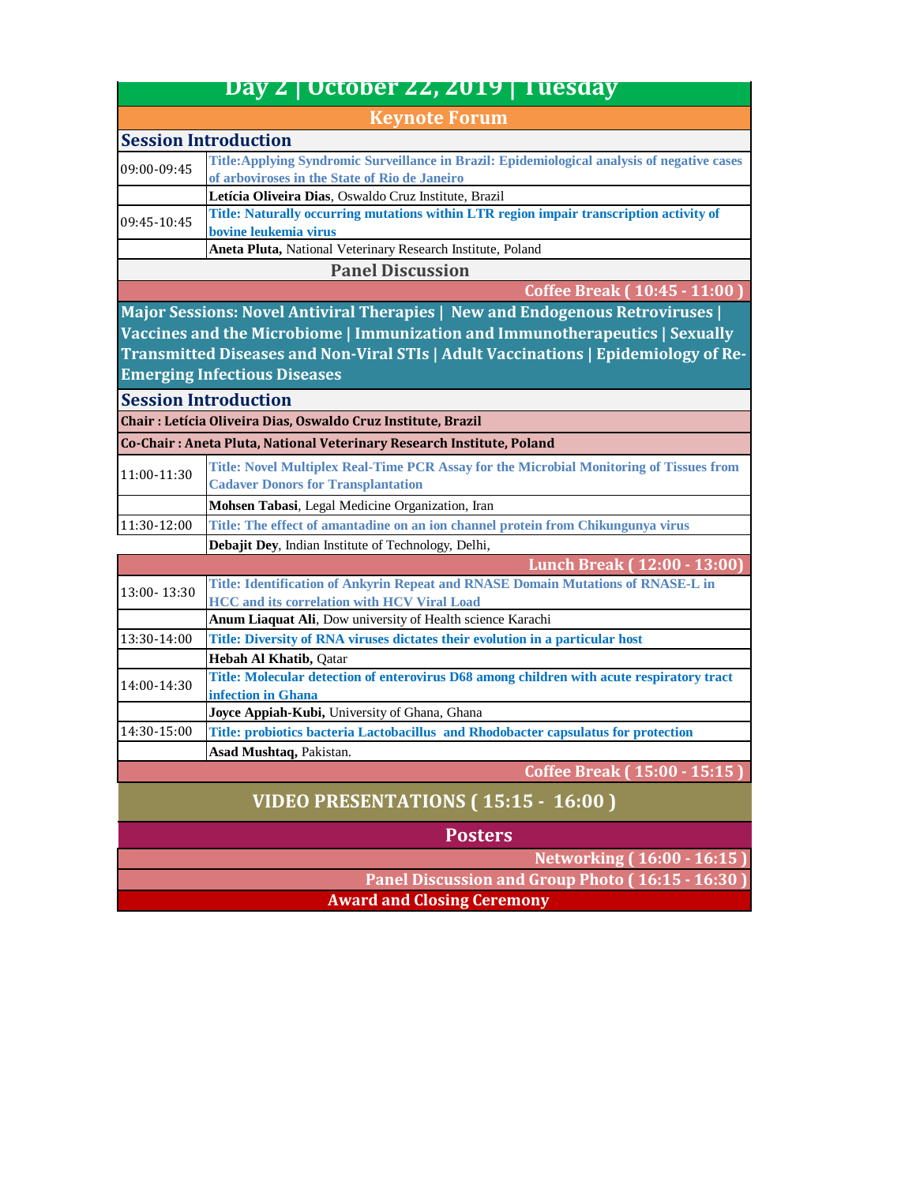## Day 2 | October 22, 2019 | Tuesday

### Keynote Forum

**Session Introduction**

| | |
|---|---|
| 09:00-09:45 | **Title:Applying Syndromic Surveillance in Brazil: Epidemiological analysis of negative cases of arboviroses in the State of Rio de Janeiro** |
| | **Letícia Oliveira Dias**, Oswaldo Cruz Institute, Brazil |
| 09:45-10:45 | **Title: Naturally occurring mutations within LTR region impair transcription activity of bovine leukemia virus** |
| | **Aneta Pluta,** National Veterinary Research Institute, Poland |

**Panel Discussion**

**Coffee Break ( 10:45 - 11:00 )**

**Major Sessions: Novel Antiviral Therapies | New and Endogenous Retroviruses | Vaccines and the Microbiome | Immunization and Immunotherapeutics | Sexually Transmitted Diseases and Non-Viral STIs | Adult Vaccinations | Epidemiology of Re-Emerging Infectious Diseases**

**Session Introduction**

**Chair : Letícia Oliveira Dias, Oswaldo Cruz Institute, Brazil**

**Co-Chair : Aneta Pluta, National Veterinary Research Institute, Poland**

| | |
|---|---|
| 11:00-11:30 | **Title: Novel Multiplex Real-Time PCR Assay for the Microbial Monitoring of Tissues from Cadaver Donors for Transplantation** |
| | **Mohsen Tabasi**, Legal Medicine Organization, Iran |
| 11:30-12:00 | **Title: The effect of amantadine on an ion channel protein from Chikungunya virus** |
| | **Debajit Dey**, Indian Institute of Technology, Delhi, |

**Lunch Break ( 12:00 - 13:00)**

| | |
|---|---|
| 13:00- 13:30 | **Title: Identification of Ankyrin Repeat and RNASE Domain Mutations of RNASE-L in HCC and its correlation with HCV Viral Load** |
| | **Anum Liaquat Ali**, Dow university of Health science Karachi |
| 13:30-14:00 | **Title: Diversity of RNA viruses dictates their evolution in a particular host** |
| | **Hebah Al Khatib,** Qatar |
| 14:00-14:30 | **Title: Molecular detection of enterovirus D68 among children with acute respiratory tract infection in Ghana** |
| | **Joyce Appiah-Kubi,** University of Ghana, Ghana |
| 14:30-15:00 | **Title: probiotics bacteria Lactobacillus and Rhodobacter capsulatus for protection** |
| | **Asad Mushtaq,** Pakistan. |

**Coffee Break ( 15:00 - 15:15 )**

**VIDEO PRESENTATIONS ( 15:15 - 16:00 )**

**Posters**

**Networking ( 16:00 - 16:15 )**

**Panel Discussion and Group Photo ( 16:15 - 16:30 )**

**Award and Closing Ceremony**